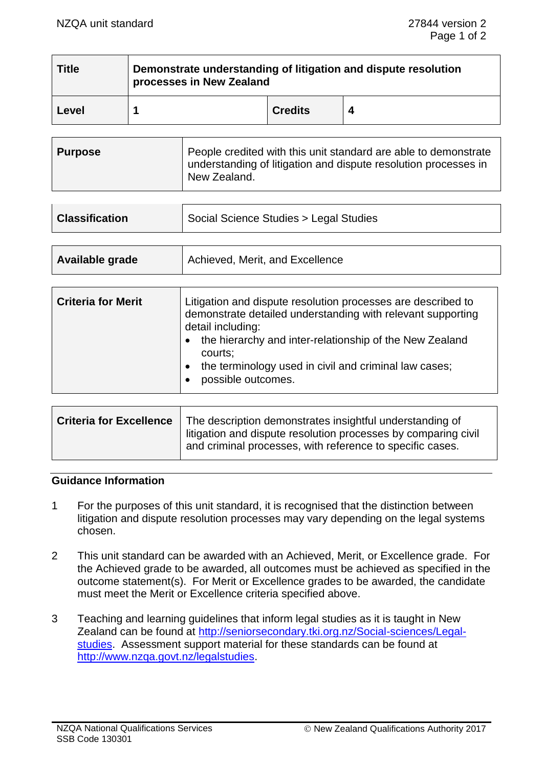| Title | Demonstrate understanding of litigation and dispute resolution processes in New Zealand | | |
|---|---|---|---|
| Level | 1 | Credits | 4 |

| Purpose | People credited with this unit standard are able to demonstrate understanding of litigation and dispute resolution processes in New Zealand. |
|---|---|

| Classification | Social Science Studies > Legal Studies |
|---|---|

| Available grade | Achieved, Merit, and Excellence |
|---|---|

| Criteria for Merit | Litigation and dispute resolution processes are described to demonstrate detailed understanding with relevant supporting detail including:<br>• the hierarchy and inter-relationship of the New Zealand courts;<br>• the terminology used in civil and criminal law cases;<br>• possible outcomes. |
|---|---|

| Criteria for Excellence | The description demonstrates insightful understanding of litigation and dispute resolution processes by comparing civil and criminal processes, with reference to specific cases. |
|---|---|

## Guidance Information

1. For the purposes of this unit standard, it is recognised that the distinction between litigation and dispute resolution processes may vary depending on the legal systems chosen.

2. This unit standard can be awarded with an Achieved, Merit, or Excellence grade. For the Achieved grade to be awarded, all outcomes must be achieved as specified in the outcome statement(s). For Merit or Excellence grades to be awarded, the candidate must meet the Merit or Excellence criteria specified above.

3. Teaching and learning guidelines that inform legal studies as it is taught in New Zealand can be found at http://seniorsecondary.tki.org.nz/Social-sciences/Legal-studies. Assessment support material for these standards can be found at http://www.nzqa.govt.nz/legalstudies.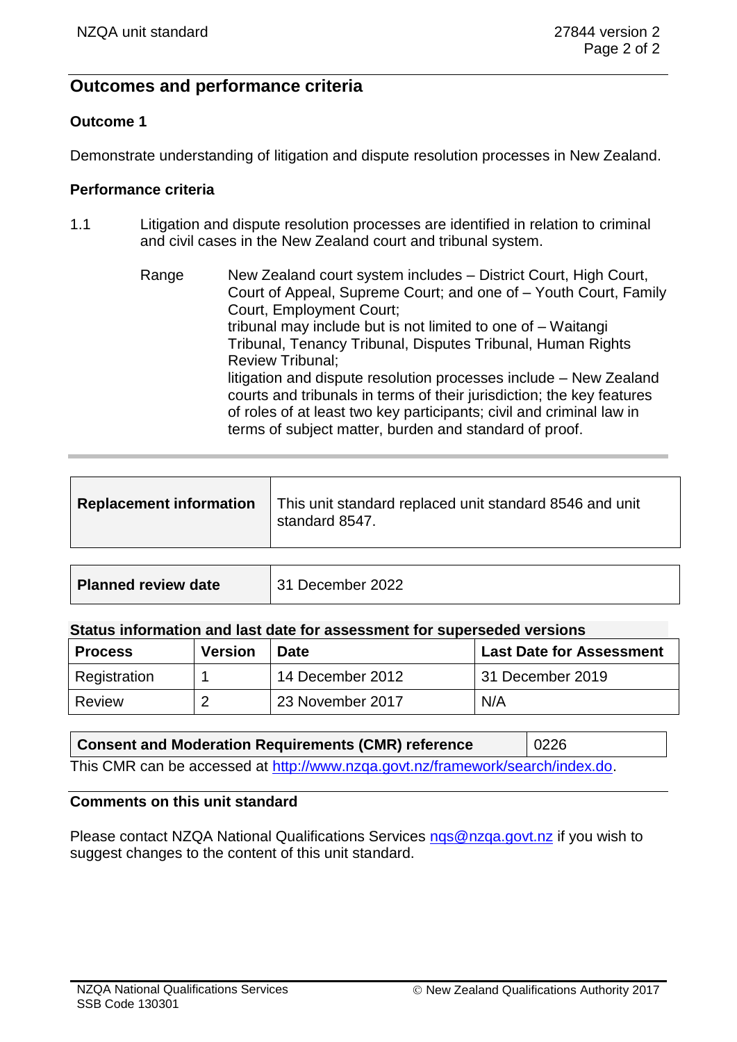## Outcomes and performance criteria

### Outcome 1

Demonstrate understanding of litigation and dispute resolution processes in New Zealand.

#### Performance criteria

1.1 Litigation and dispute resolution processes are identified in relation to criminal and civil cases in the New Zealand court and tribunal system.

Range New Zealand court system includes – District Court, High Court, Court of Appeal, Supreme Court; and one of – Youth Court, Family Court, Employment Court;
tribunal may include but is not limited to one of – Waitangi Tribunal, Tenancy Tribunal, Disputes Tribunal, Human Rights Review Tribunal;
litigation and dispute resolution processes include – New Zealand courts and tribunals in terms of their jurisdiction; the key features of roles of at least two key participants; civil and criminal law in terms of subject matter, burden and standard of proof.

| | |
|---|---|
| **Replacement information** | This unit standard replaced unit standard 8546 and unit standard 8547. |

| | |
|---|---|
| **Planned review date** | 31 December 2022 |

**Status information and last date for assessment for superseded versions**

| Process | Version | Date | Last Date for Assessment |
|---|---|---|---|
| Registration | 1 | 14 December 2012 | 31 December 2019 |
| Review | 2 | 23 November 2017 | N/A |

| | |
|---|---|
| **Consent and Moderation Requirements (CMR) reference** | 0226 |

This CMR can be accessed at http://www.nzqa.govt.nz/framework/search/index.do.

### Comments on this unit standard

Please contact NZQA National Qualifications Services nqs@nzqa.govt.nz if you wish to suggest changes to the content of this unit standard.